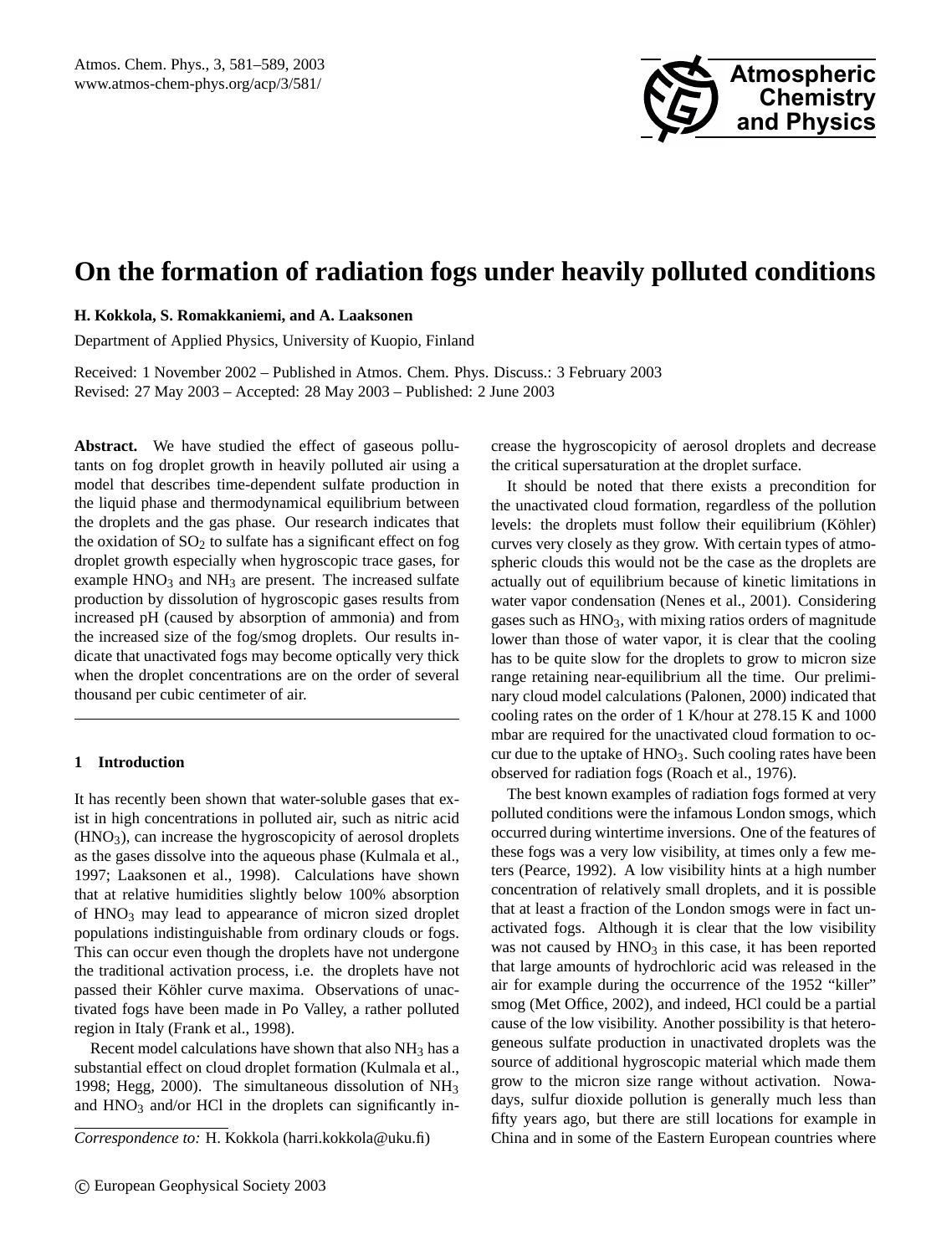# On the formation of radiation fogs under heavily polluted conditions

**H. Kokkola, S. Romakkaniemi, and A. Laaksonen**

Department of Applied Physics, University of Kuopio, Finland

Received: 1 November 2002 – Published in Atmos. Chem. Phys. Discuss.: 3 February 2003
Revised: 27 May 2003 – Accepted: 28 May 2003 – Published: 2 June 2003

**Abstract.** We have studied the effect of gaseous pollutants on fog droplet growth in heavily polluted air using a model that describes time-dependent sulfate production in the liquid phase and thermodynamical equilibrium between the droplets and the gas phase. Our research indicates that the oxidation of $SO_2$ to sulfate has a significant effect on fog droplet growth especially when hygroscopic trace gases, for example $HNO_3$ and $NH_3$ are present. The increased sulfate production by dissolution of hygroscopic gases results from increased pH (caused by absorption of ammonia) and from the increased size of the fog/smog droplets. Our results indicate that unactivated fogs may become optically very thick when the droplet concentrations are on the order of several thousand per cubic centimeter of air.

## 1 Introduction

It has recently been shown that water-soluble gases that exist in high concentrations in polluted air, such as nitric acid ($HNO_3$), can increase the hygroscopicity of aerosol droplets as the gases dissolve into the aqueous phase (Kulmala et al., 1997; Laaksonen et al., 1998). Calculations have shown that at relative humidities slightly below 100% absorption of $HNO_3$ may lead to appearance of micron sized droplet populations indistinguishable from ordinary clouds or fogs. This can occur even though the droplets have not undergone the traditional activation process, i.e. the droplets have not passed their Köhler curve maxima. Observations of unactivated fogs have been made in Po Valley, a rather polluted region in Italy (Frank et al., 1998).

Recent model calculations have shown that also $NH_3$ has a substantial effect on cloud droplet formation (Kulmala et al., 1998; Hegg, 2000). The simultaneous dissolution of $NH_3$ and $HNO_3$ and/or HCl in the droplets can significantly increase the hygroscopicity of aerosol droplets and decrease the critical supersaturation at the droplet surface.

It should be noted that there exists a precondition for the unactivated cloud formation, regardless of the pollution levels: the droplets must follow their equilibrium (Köhler) curves very closely as they grow. With certain types of atmospheric clouds this would not be the case as the droplets are actually out of equilibrium because of kinetic limitations in water vapor condensation (Nenes et al., 2001). Considering gases such as $HNO_3$, with mixing ratios orders of magnitude lower than those of water vapor, it is clear that the cooling has to be quite slow for the droplets to grow to micron size range retaining near-equilibrium all the time. Our preliminary cloud model calculations (Palonen, 2000) indicated that cooling rates on the order of 1 K/hour at 278.15 K and 1000 mbar are required for the unactivated cloud formation to occur due to the uptake of $HNO_3$. Such cooling rates have been observed for radiation fogs (Roach et al., 1976).

The best known examples of radiation fogs formed at very polluted conditions were the infamous London smogs, which occurred during wintertime inversions. One of the features of these fogs was a very low visibility, at times only a few meters (Pearce, 1992). A low visibility hints at a high number concentration of relatively small droplets, and it is possible that at least a fraction of the London smogs were in fact unactivated fogs. Although it is clear that the low visibility was not caused by $HNO_3$ in this case, it has been reported that large amounts of hydrochloric acid was released in the air for example during the occurrence of the 1952 "killer" smog (Met Office, 2002), and indeed, HCl could be a partial cause of the low visibility. Another possibility is that heterogeneous sulfate production in unactivated droplets was the source of additional hygroscopic material which made them grow to the micron size range without activation. Nowadays, sulfur dioxide pollution is generally much less than fifty years ago, but there are still locations for example in China and in some of the Eastern European countries where

*Correspondence to:* H. Kokkola (harri.kokkola@uku.fi)

© European Geophysical Society 2003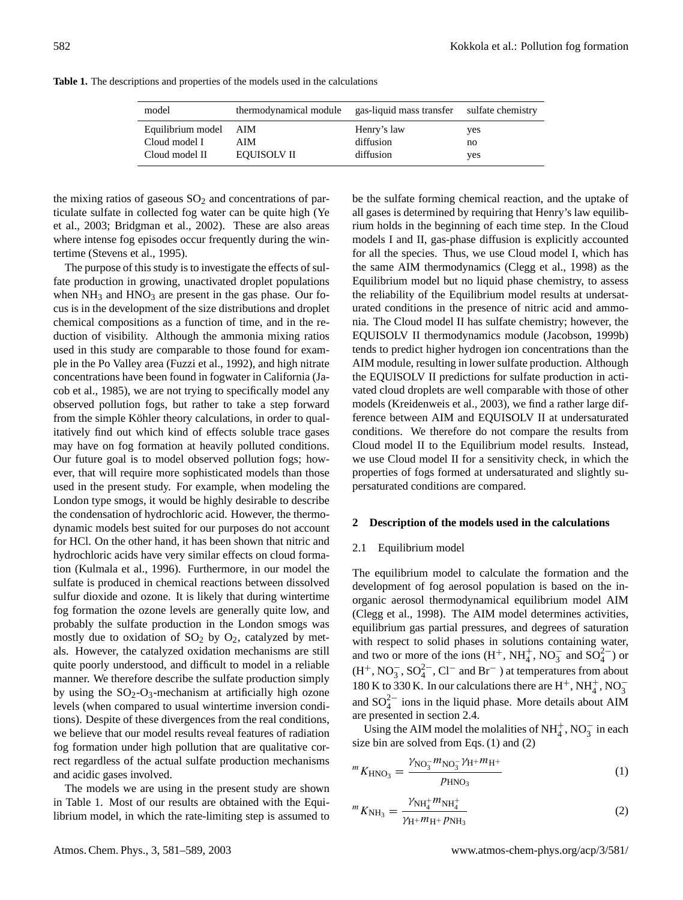**Table 1.** The descriptions and properties of the models used in the calculations

| model | thermodynamical module | gas-liquid mass transfer | sulfate chemistry |
| --- | --- | --- | --- |
| Equilibrium model | AIM | Henry's law | yes |
| Cloud model I | AIM | diffusion | no |
| Cloud model II | EQUISOLV II | diffusion | yes |

the mixing ratios of gaseous $SO_2$ and concentrations of particulate sulfate in collected fog water can be quite high (Ye et al., 2003; Bridgman et al., 2002). These are also areas where intense fog episodes occur frequently during the wintertime (Stevens et al., 1995).

The purpose of this study is to investigate the effects of sulfate production in growing, unactivated droplet populations when $NH_3$ and $HNO_3$ are present in the gas phase. Our focus is in the development of the size distributions and droplet chemical compositions as a function of time, and in the reduction of visibility. Although the ammonia mixing ratios used in this study are comparable to those found for example in the Po Valley area (Fuzzi et al., 1992), and high nitrate concentrations have been found in fogwater in California (Jacob et al., 1985), we are not trying to specifically model any observed pollution fogs, but rather to take a step forward from the simple Köhler theory calculations, in order to qualitatively find out which kind of effects soluble trace gases may have on fog formation at heavily polluted conditions. Our future goal is to model observed pollution fogs; however, that will require more sophisticated models than those used in the present study. For example, when modeling the London type smogs, it would be highly desirable to describe the condensation of hydrochloric acid. However, the thermodynamic models best suited for our purposes do not account for HCl. On the other hand, it has been shown that nitric and hydrochloric acids have very similar effects on cloud formation (Kulmala et al., 1996). Furthermore, in our model the sulfate is produced in chemical reactions between dissolved sulfur dioxide and ozone. It is likely that during wintertime fog formation the ozone levels are generally quite low, and probably the sulfate production in the London smogs was mostly due to oxidation of $SO_2$ by $O_2$, catalyzed by metals. However, the catalyzed oxidation mechanisms are still quite poorly understood, and difficult to model in a reliable manner. We therefore describe the sulfate production simply by using the $SO_2$-$O_3$-mechanism at artificially high ozone levels (when compared to usual wintertime inversion conditions). Despite of these divergences from the real conditions, we believe that our model results reveal features of radiation fog formation under high pollution that are qualitative correct regardless of the actual sulfate production mechanisms and acidic gases involved.

The models we are using in the present study are shown in Table 1. Most of our results are obtained with the Equilibrium model, in which the rate-limiting step is assumed to be the sulfate forming chemical reaction, and the uptake of all gases is determined by requiring that Henry's law equilibrium holds in the beginning of each time step. In the Cloud models I and II, gas-phase diffusion is explicitly accounted for all the species. Thus, we use Cloud model I, which has the same AIM thermodynamics (Clegg et al., 1998) as the Equilibrium model but no liquid phase chemistry, to assess the reliability of the Equilibrium model results at undersaturated conditions in the presence of nitric acid and ammonia. The Cloud model II has sulfate chemistry; however, the EQUISOLV II thermodynamics module (Jacobson, 1999b) tends to predict higher hydrogen ion concentrations than the AIM module, resulting in lower sulfate production. Although the EQUISOLV II predictions for sulfate production in activated cloud droplets are well comparable with those of other models (Kreidenweis et al., 2003), we find a rather large difference between AIM and EQUISOLV II at undersaturated conditions. We therefore do not compare the results from Cloud model II to the Equilibrium model results. Instead, we use Cloud model II for a sensitivity check, in which the properties of fogs formed at undersaturated and slightly supersaturated conditions are compared.

## 2 Description of the models used in the calculations

### 2.1 Equilibrium model

The equilibrium model to calculate the formation and the development of fog aerosol population is based on the inorganic aerosol thermodynamical equilibrium model AIM (Clegg et al., 1998). The AIM model determines activities, equilibrium gas partial pressures, and degrees of saturation with respect to solid phases in solutions containing water, and two or more of the ions ($H^+$, $NH_4^+$, $NO_3^-$ and $SO_4^{2-}$) or ($H^+$, $NO_3^-$, $SO_4^{2-}$, $Cl^-$ and $Br^-$ ) at temperatures from about 180 K to 330 K. In our calculations there are $H^+$, $NH_4^+$, $NO_3^-$ and $SO_4^{2-}$ ions in the liquid phase. More details about AIM are presented in section 2.4.

Using the AIM model the molalities of $NH_4^+$, $NO_3^-$ in each size bin are solved from Eqs. (1) and (2)

$$^{m}K_{HNO_3} = \frac{\gamma_{NO_3^-} m_{NO_3^-} \gamma_{H^+} m_{H^+}}{p_{HNO_3}} \tag{1}$$

$$^{m}K_{NH_3} = \frac{\gamma_{NH_4^+} m_{NH_4^+}}{\gamma_{H^+} m_{H^+} p_{NH_3}} \tag{2}$$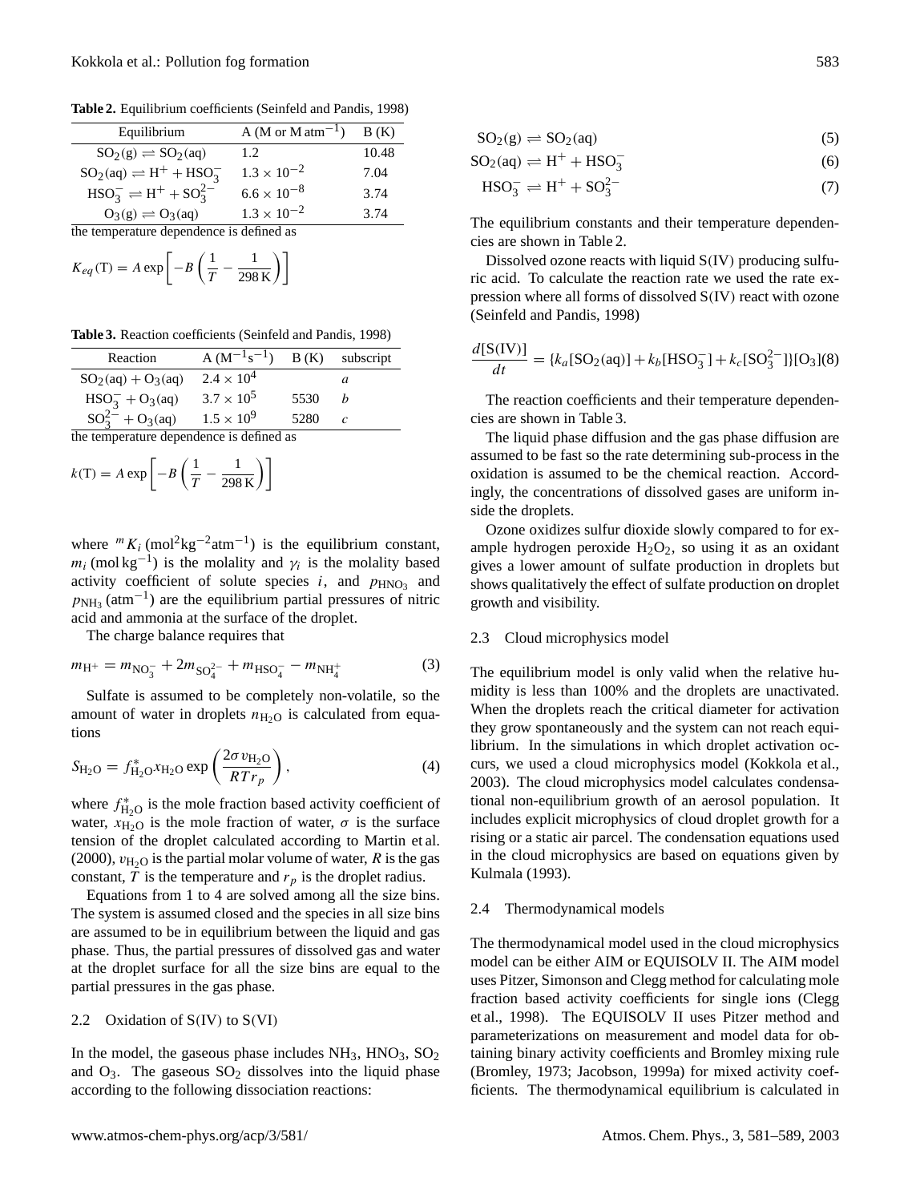**Table 2.** Equilibrium coefficients (Seinfeld and Pandis, 1998)

| Equilibrium | A (M or M atm$^{-1}$) | B (K) |
|---|---|---|
| $SO_2(g) \rightleftharpoons SO_2(aq)$ | 1.2 | 10.48 |
| $SO_2(aq) \rightleftharpoons H^+ + HSO_3^-$ | $1.3 \times 10^{-2}$ | 7.04 |
| $HSO_3^- \rightleftharpoons H^+ + SO_3^{2-}$ | $6.6 \times 10^{-8}$ | 3.74 |
| $O_3(g) \rightleftharpoons O_3(aq)$ | $1.3 \times 10^{-2}$ | 3.74 |

the temperature dependence is defined as

$$K_{eq}(\mathrm{T}) = A \exp\left[-B\left(\frac{1}{T} - \frac{1}{298\,\mathrm{K}}\right)\right]$$

**Table 3.** Reaction coefficients (Seinfeld and Pandis, 1998)

| Reaction | A (M$^{-1}$s$^{-1}$) | B (K) | subscript |
|---|---|---|---|
| $SO_2(aq) + O_3(aq)$ | $2.4 \times 10^4$ | | *a* |
| $HSO_3^- + O_3(aq)$ | $3.7 \times 10^5$ | 5530 | *b* |
| $SO_3^{2-} + O_3(aq)$ | $1.5 \times 10^9$ | 5280 | *c* |

the temperature dependence is defined as

$$k(\mathrm{T}) = A \exp\left[-B\left(\frac{1}{T} - \frac{1}{298\,\mathrm{K}}\right)\right]$$

where ${}^{m}K_i$ (mol$^2$kg$^{-2}$atm$^{-1}$) is the equilibrium constant, $m_i$ (mol kg$^{-1}$) is the molality and $\gamma_i$ is the molality based activity coefficient of solute species $i$, and $p_{HNO_3}$ and $p_{NH_3}$ (atm$^{-1}$) are the equilibrium partial pressures of nitric acid and ammonia at the surface of the droplet.

The charge balance requires that

$$m_{H^+} = m_{NO_3^-} + 2m_{SO_4^{2-}} + m_{HSO_4^-} - m_{NH_4^+} \quad (3)$$

Sulfate is assumed to be completely non-volatile, so the amount of water in droplets $n_{H_2O}$ is calculated from equations

$$S_{H_2O} = f^*_{H_2O} x_{H_2O} \exp\left(\frac{2\sigma v_{H_2O}}{RTr_p}\right), \quad (4)$$

where $f^*_{H_2O}$ is the mole fraction based activity coefficient of water, $x_{H_2O}$ is the mole fraction of water, $\sigma$ is the surface tension of the droplet calculated according to Martin et al. (2000), $v_{H_2O}$ is the partial molar volume of water, $R$ is the gas constant, $T$ is the temperature and $r_p$ is the droplet radius.

Equations from 1 to 4 are solved among all the size bins. The system is assumed closed and the species in all size bins are assumed to be in equilibrium between the liquid and gas phase. Thus, the partial pressures of dissolved gas and water at the droplet surface for all the size bins are equal to the partial pressures in the gas phase.

### 2.2 Oxidation of S(IV) to S(VI)

In the model, the gaseous phase includes $NH_3$, $HNO_3$, $SO_2$ and $O_3$. The gaseous $SO_2$ dissolves into the liquid phase according to the following dissociation reactions:

$$SO_2(g) \rightleftharpoons SO_2(aq) \quad (5)$$

$$SO_2(aq) \rightleftharpoons H^+ + HSO_3^- \quad (6)$$

$$HSO_3^- \rightleftharpoons H^+ + SO_3^{2-} \quad (7)$$

The equilibrium constants and their temperature dependencies are shown in Table 2.

Dissolved ozone reacts with liquid S(IV) producing sulfuric acid. To calculate the reaction rate we used the rate expression where all forms of dissolved S(IV) react with ozone (Seinfeld and Pandis, 1998)

$$\frac{d[\mathrm{S(IV)}]}{dt} = \{k_a[SO_2(aq)] + k_b[HSO_3^-] + k_c[SO_3^{2-}]\}[O_3] \quad (8)$$

The reaction coefficients and their temperature dependencies are shown in Table 3.

The liquid phase diffusion and the gas phase diffusion are assumed to be fast so the rate determining sub-process in the oxidation is assumed to be the chemical reaction. Accordingly, the concentrations of dissolved gases are uniform inside the droplets.

Ozone oxidizes sulfur dioxide slowly compared to for example hydrogen peroxide $H_2O_2$, so using it as an oxidant gives a lower amount of sulfate production in droplets but shows qualitatively the effect of sulfate production on droplet growth and visibility.

### 2.3 Cloud microphysics model

The equilibrium model is only valid when the relative humidity is less than 100% and the droplets are unactivated. When the droplets reach the critical diameter for activation they grow spontaneously and the system can not reach equilibrium. In the simulations in which droplet activation occurs, we used a cloud microphysics model (Kokkola et al., 2003). The cloud microphysics model calculates condensational non-equilibrium growth of an aerosol population. It includes explicit microphysics of cloud droplet growth for a rising or a static air parcel. The condensation equations used in the cloud microphysics are based on equations given by Kulmala (1993).

### 2.4 Thermodynamical models

The thermodynamical model used in the cloud microphysics model can be either AIM or EQUISOLV II. The AIM model uses Pitzer, Simonson and Clegg method for calculating mole fraction based activity coefficients for single ions (Clegg et al., 1998). The EQUISOLV II uses Pitzer method and parameterizations on measurement and model data for obtaining binary activity coefficients and Bromley mixing rule (Bromley, 1973; Jacobson, 1999a) for mixed activity coefficients. The thermodynamical equilibrium is calculated in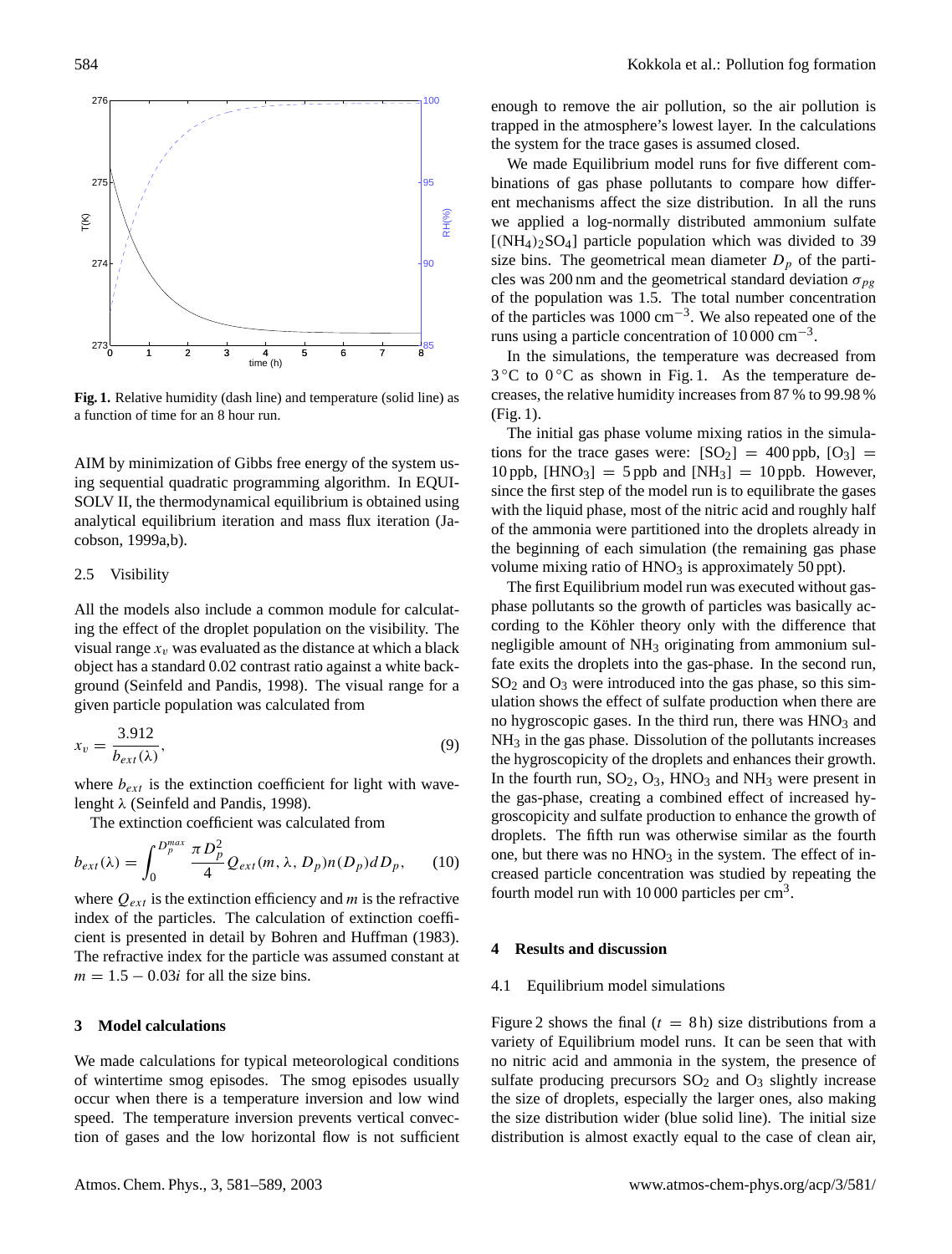276

275

274

273

T(K)

100

95

90

85

RH(%)

0 1 2 3 4 5 6 7 8

time (h)

**Fig. 1.** Relative humidity (dash line) and temperature (solid line) as a function of time for an 8 hour run.

AIM by minimization of Gibbs free energy of the system using sequential quadratic programming algorithm. In EQUISOLV II, the thermodynamical equilibrium is obtained using analytical equilibrium iteration and mass flux iteration (Jacobson, 1999a,b).

### 2.5 Visibility

All the models also include a common module for calculating the effect of the droplet population on the visibility. The visual range $x_v$ was evaluated as the distance at which a black object has a standard 0.02 contrast ratio against a white background (Seinfeld and Pandis, 1998). The visual range for a given particle population was calculated from

$$x_v = \frac{3.912}{b_{ext}(\lambda)}, \tag{9}$$

where $b_{ext}$ is the extinction coefficient for light with wavelenght $\lambda$ (Seinfeld and Pandis, 1998).

The extinction coefficient was calculated from

$$b_{ext}(\lambda) = \int_0^{D_p^{max}} \frac{\pi D_p^2}{4} Q_{ext}(m, \lambda, D_p) n(D_p) dD_p, \tag{10}$$

where $Q_{ext}$ is the extinction efficiency and $m$ is the refractive index of the particles. The calculation of extinction coefficient is presented in detail by Bohren and Huffman (1983). The refractive index for the particle was assumed constant at $m = 1.5 - 0.03i$ for all the size bins.

## 3 Model calculations

We made calculations for typical meteorological conditions of wintertime smog episodes. The smog episodes usually occur when there is a temperature inversion and low wind speed. The temperature inversion prevents vertical convection of gases and the low horizontal flow is not sufficient enough to remove the air pollution, so the air pollution is trapped in the atmosphere's lowest layer. In the calculations the system for the trace gases is assumed closed.

We made Equilibrium model runs for five different combinations of gas phase pollutants to compare how different mechanisms affect the size distribution. In all the runs we applied a log-normally distributed ammonium sulfate [$(NH_4)_2SO_4$] particle population which was divided to 39 size bins. The geometrical mean diameter $D_p$ of the particles was 200 nm and the geometrical standard deviation $\sigma_{pg}$ of the population was 1.5. The total number concentration of the particles was 1000 $cm^{-3}$. We also repeated one of the runs using a particle concentration of 10 000 $cm^{-3}$.

In the simulations, the temperature was decreased from 3 °C to 0 °C as shown in Fig. 1. As the temperature decreases, the relative humidity increases from 87 % to 99.98 % (Fig. 1).

The initial gas phase volume mixing ratios in the simulations for the trace gases were: $[SO_2] = 400$ ppb, $[O_3] = 10$ ppb, $[HNO_3] = 5$ ppb and $[NH_3] = 10$ ppb. However, since the first step of the model run is to equilibrate the gases with the liquid phase, most of the nitric acid and roughly half of the ammonia were partitioned into the droplets already in the beginning of each simulation (the remaining gas phase volume mixing ratio of $HNO_3$ is approximately 50 ppt).

The first Equilibrium model run was executed without gas-phase pollutants so the growth of particles was basically according to the Köhler theory only with the difference that negligible amount of $NH_3$ originating from ammonium sulfate exits the droplets into the gas-phase. In the second run, $SO_2$ and $O_3$ were introduced into the gas phase, so this simulation shows the effect of sulfate production when there are no hygroscopic gases. In the third run, there was $HNO_3$ and $NH_3$ in the gas phase. Dissolution of the pollutants increases the hygroscopicity of the droplets and enhances their growth. In the fourth run, $SO_2$, $O_3$, $HNO_3$ and $NH_3$ were present in the gas-phase, creating a combined effect of increased hygroscopicity and sulfate production to enhance the growth of droplets. The fifth run was otherwise similar as the fourth one, but there was no $HNO_3$ in the system. The effect of increased particle concentration was studied by repeating the fourth model run with 10 000 particles per $cm^3$.

## 4 Results and discussion

### 4.1 Equilibrium model simulations

Figure 2 shows the final ($t = 8$ h) size distributions from a variety of Equilibrium model runs. It can be seen that with no nitric acid and ammonia in the system, the presence of sulfate producing precursors $SO_2$ and $O_3$ slightly increase the size of droplets, especially the larger ones, also making the size distribution wider (blue solid line). The initial size distribution is almost exactly equal to the case of clean air,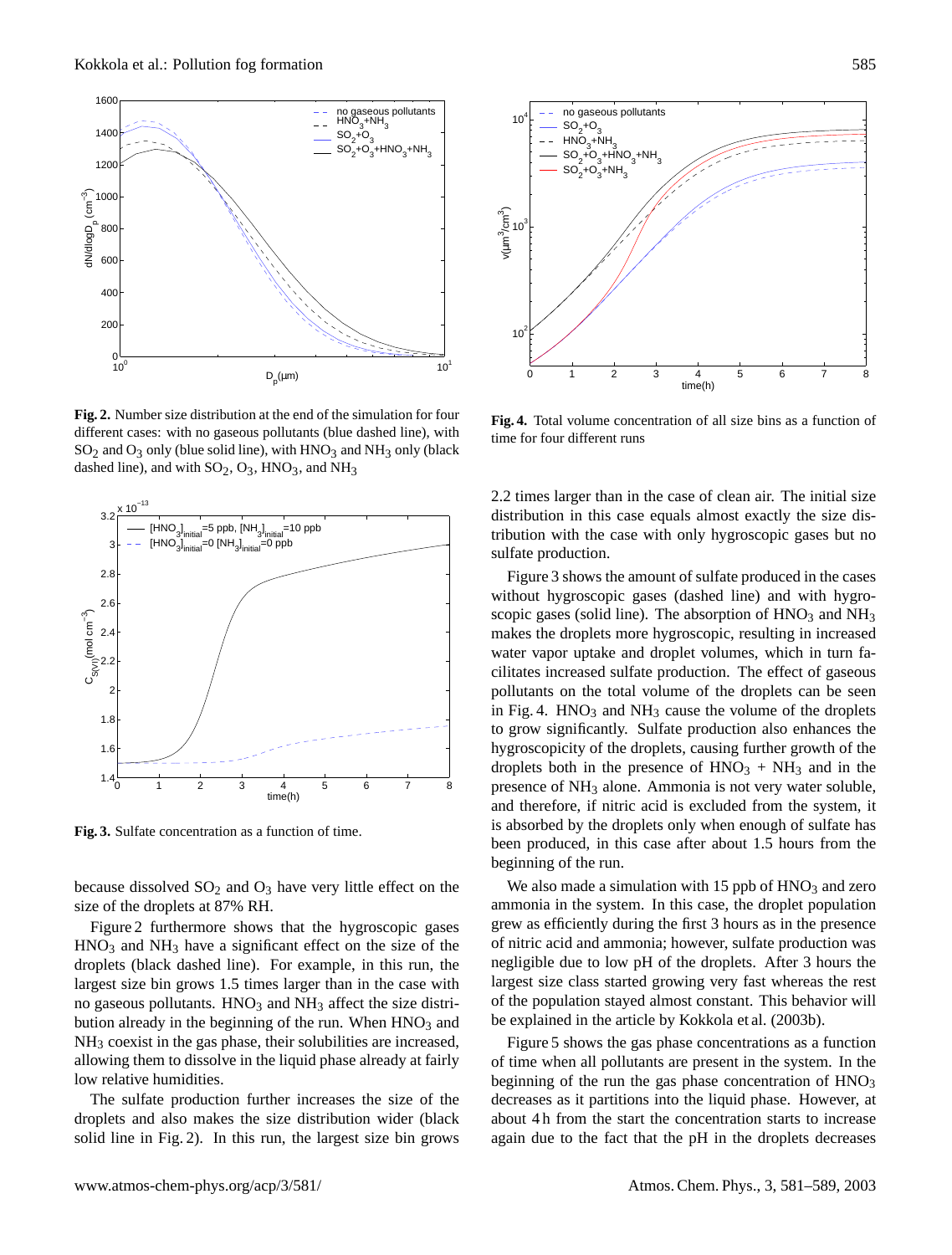1600

1400

1200

1000

800

600

400

200

0

$10^0$

$10^1$

$dN/dlogD_p$ ($cm^{-3}$)

$D_p$(µm)

no gaseous pollutants

$HNO_3$+$NH_3$

$SO_2$+$O_3$

$SO_2$+$O_3$+$HNO_3$+$NH_3$

**Fig. 2.** Number size distribution at the end of the simulation for four different cases: with no gaseous pollutants (blue dashed line), with $SO_2$ and $O_3$ only (blue solid line), with $HNO_3$ and $NH_3$ only (black dashed line), and with $SO_2$, $O_3$, $HNO_3$, and $NH_3$

x $10^{-13}$

3.2

3

2.8

2.6

2.4

2.2

2

1.8

1.6

1.4

0 1 2 3 4 5 6 7 8

time(h)

$C_{S(VI)}$(mol $cm^{-3}$)

$[HNO_3]_{initial}$=5 ppb, $[NH_3]_{initial}$=10 ppb

$[HNO_3]_{initial}$=0 $[NH_3]_{initial}$=0 ppb

**Fig. 3.** Sulfate concentration as a function of time.

because dissolved $SO_2$ and $O_3$ have very little effect on the size of the droplets at 87% RH.

Figure 2 furthermore shows that the hygroscopic gases $HNO_3$ and $NH_3$ have a significant effect on the size of the droplets (black dashed line). For example, in this run, the largest size bin grows 1.5 times larger than in the case with no gaseous pollutants. $HNO_3$ and $NH_3$ affect the size distribution already in the beginning of the run. When $HNO_3$ and $NH_3$ coexist in the gas phase, their solubilities are increased, allowing them to dissolve in the liquid phase already at fairly low relative humidities.

The sulfate production further increases the size of the droplets and also makes the size distribution wider (black solid line in Fig. 2). In this run, the largest size bin grows

$10^4$

$10^3$

$10^2$

0 1 2 3 4 5 6 7 8

time(h)

v(µ$m^3$/$cm^3$)

no gaseous pollutants

$SO_2$+$O_3$

$HNO_3$+$NH_3$

$SO_2$+$O_3$+$HNO_3$+$NH_3$

$SO_2$+$O_3$+$NH_3$

**Fig. 4.** Total volume concentration of all size bins as a function of time for four different runs

2.2 times larger than in the case of clean air. The initial size distribution in this case equals almost exactly the size distribution with the case with only hygroscopic gases but no sulfate production.

Figure 3 shows the amount of sulfate produced in the cases without hygroscopic gases (dashed line) and with hygroscopic gases (solid line). The absorption of $HNO_3$ and $NH_3$ makes the droplets more hygroscopic, resulting in increased water vapor uptake and droplet volumes, which in turn facilitates increased sulfate production. The effect of gaseous pollutants on the total volume of the droplets can be seen in Fig. 4. $HNO_3$ and $NH_3$ cause the volume of the droplets to grow significantly. Sulfate production also enhances the hygroscopicity of the droplets, causing further growth of the droplets both in the presence of $HNO_3$ + $NH_3$ and in the presence of $NH_3$ alone. Ammonia is not very water soluble, and therefore, if nitric acid is excluded from the system, it is absorbed by the droplets only when enough of sulfate has been produced, in this case after about 1.5 hours from the beginning of the run.

We also made a simulation with 15 ppb of $HNO_3$ and zero ammonia in the system. In this case, the droplet population grew as efficiently during the first 3 hours as in the presence of nitric acid and ammonia; however, sulfate production was negligible due to low pH of the droplets. After 3 hours the largest size class started growing very fast whereas the rest of the population stayed almost constant. This behavior will be explained in the article by Kokkola et al. (2003b).

Figure 5 shows the gas phase concentrations as a function of time when all pollutants are present in the system. In the beginning of the run the gas phase concentration of $HNO_3$ decreases as it partitions into the liquid phase. However, at about 4 h from the start the concentration starts to increase again due to the fact that the pH in the droplets decreases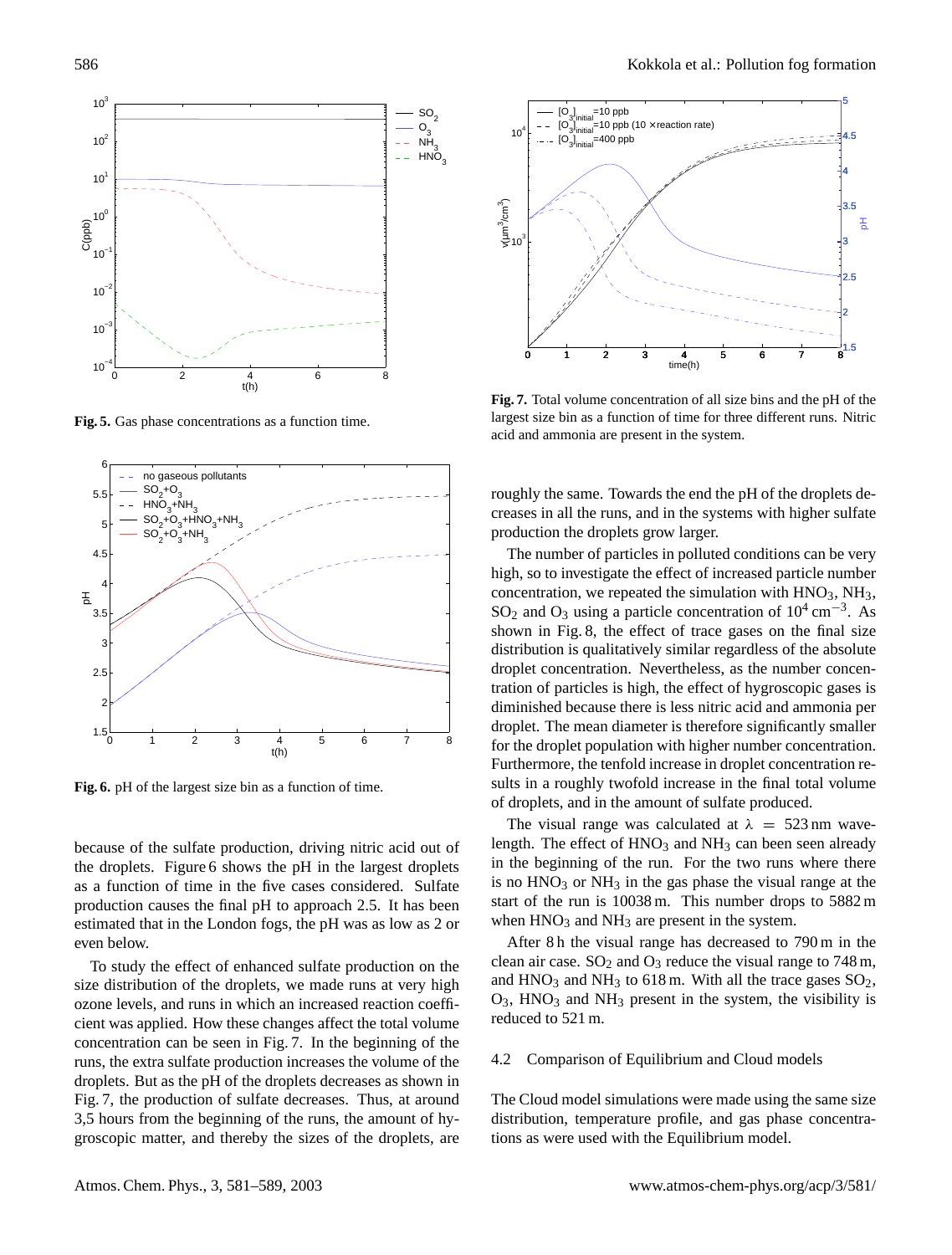$10^3$
$10^2$
$10^1$
$10^0$
$10^{-1}$
$10^{-2}$
$10^{-3}$
$10^{-4}$
C(ppb)
0
2
4
6
8
t(h)
$SO_2$
$O_3$
$NH_3$
$HNO_3$

**Fig. 5.** Gas phase concentrations as a function time.

6
5.5
5
4.5
4
3.5
3
2.5
2
1.5
pH
0
1
2
3
4
5
6
7
8
t(h)
no gaseous pollutants
$SO_2$+$O_3$
$HNO_3$+$NH_3$
$SO_2$+$O_3$+$HNO_3$+$NH_3$
$SO_2$+$O_3$+$NH_3$

**Fig. 6.** pH of the largest size bin as a function of time.

because of the sulfate production, driving nitric acid out of the droplets. Figure 6 shows the pH in the largest droplets as a function of time in the five cases considered. Sulfate production causes the final pH to approach 2.5. It has been estimated that in the London fogs, the pH was as low as 2 or even below.

To study the effect of enhanced sulfate production on the size distribution of the droplets, we made runs at very high ozone levels, and runs in which an increased reaction coefficient was applied. How these changes affect the total volume concentration can be seen in Fig. 7. In the beginning of the runs, the extra sulfate production increases the volume of the droplets. But as the pH of the droplets decreases as shown in Fig. 7, the production of sulfate decreases. Thus, at around 3,5 hours from the beginning of the runs, the amount of hygroscopic matter, and thereby the sizes of the droplets, are

$[O_3]_{initial}$=10 ppb
$[O_3]_{initial}$=10 ppb (10 ×reaction rate)
$[O_3]_{initial}$=400 ppb
$10^4$
$10^3$
V($\mu m^3/cm^3$)
0
1
2
3
4
5
6
7
8
time(h)
5
4.5
4
3.5
3
2.5
2
1.5
pH

**Fig. 7.** Total volume concentration of all size bins and the pH of the largest size bin as a function of time for three different runs. Nitric acid and ammonia are present in the system.

roughly the same. Towards the end the pH of the droplets decreases in all the runs, and in the systems with higher sulfate production the droplets grow larger.

The number of particles in polluted conditions can be very high, so to investigate the effect of increased particle number concentration, we repeated the simulation with $HNO_3$, $NH_3$, $SO_2$ and $O_3$ using a particle concentration of $10^4\,cm^{-3}$. As shown in Fig. 8, the effect of trace gases on the final size distribution is qualitatively similar regardless of the absolute droplet concentration. Nevertheless, as the number concentration of particles is high, the effect of hygroscopic gases is diminished because there is less nitric acid and ammonia per droplet. The mean diameter is therefore significantly smaller for the droplet population with higher number concentration. Furthermore, the tenfold increase in droplet concentration results in a roughly twofold increase in the final total volume of droplets, and in the amount of sulfate produced.

The visual range was calculated at $\lambda = 523$ nm wavelength. The effect of $HNO_3$ and $NH_3$ can been seen already in the beginning of the run. For the two runs where there is no $HNO_3$ or $NH_3$ in the gas phase the visual range at the start of the run is 10038 m. This number drops to 5882 m when $HNO_3$ and $NH_3$ are present in the system.

After 8 h the visual range has decreased to 790 m in the clean air case. $SO_2$ and $O_3$ reduce the visual range to 748 m, and $HNO_3$ and $NH_3$ to 618 m. With all the trace gases $SO_2$, $O_3$, $HNO_3$ and $NH_3$ present in the system, the visibility is reduced to 521 m.

### 4.2 Comparison of Equilibrium and Cloud models

The Cloud model simulations were made using the same size distribution, temperature profile, and gas phase concentrations as were used with the Equilibrium model.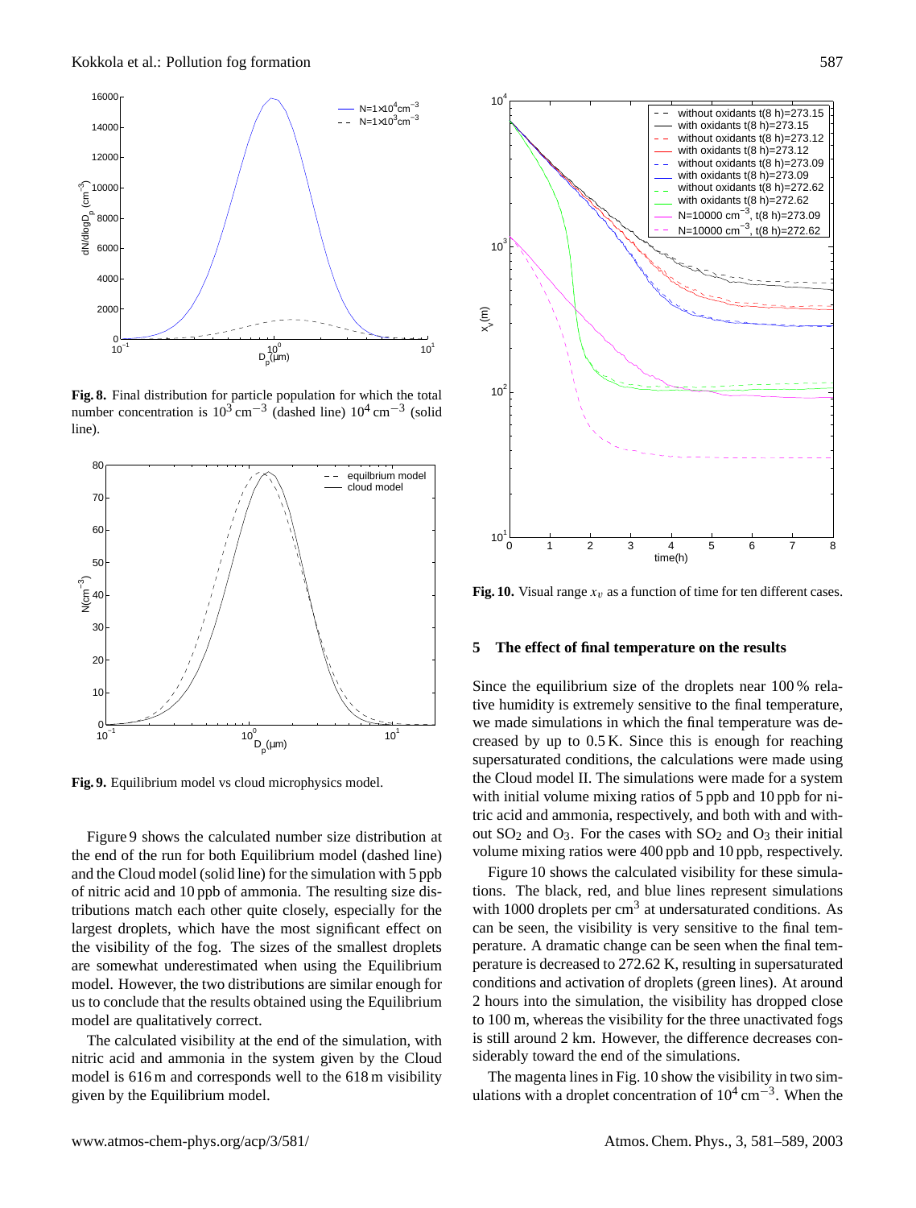16000
14000
12000
10000
8000
6000
4000
2000
0
dN/dlogD_p (cm^-3)
$10^{-1}$
$10^{0}$
$10^{1}$
D_p(μm)
N=1×10^4 cm^-3
N=1×10^3 cm^-3

**Fig. 8.** Final distribution for particle population for which the total number concentration is $10^3\,\mathrm{cm}^{-3}$ (dashed line) $10^4\,\mathrm{cm}^{-3}$ (solid line).

80
70
60
50
40
30
20
10
0
N(cm^-3)
$10^{-1}$
$10^{0}$
$10^{1}$
D_p(μm)
equilbrium model
cloud model

**Fig. 9.** Equilibrium model vs cloud microphysics model.

Figure 9 shows the calculated number size distribution at the end of the run for both Equilibrium model (dashed line) and the Cloud model (solid line) for the simulation with 5 ppb of nitric acid and 10 ppb of ammonia. The resulting size distributions match each other quite closely, especially for the largest droplets, which have the most significant effect on the visibility of the fog. The sizes of the smallest droplets are somewhat underestimated when using the Equilibrium model. However, the two distributions are similar enough for us to conclude that the results obtained using the Equilibrium model are qualitatively correct.

The calculated visibility at the end of the simulation, with nitric acid and ammonia in the system given by the Cloud model is 616 m and corresponds well to the 618 m visibility given by the Equilibrium model.

$10^{4}$
$10^{3}$
$10^{2}$
$10^{1}$
$x_v$ (m)
0
1
2
3
4
5
6
7
8
time(h)
without oxidants t(8 h)=273.15
with oxidants t(8 h)=273.15
without oxidants t(8 h)=273.12
with oxidants t(8 h)=273.12
without oxidants t(8 h)=273.09
with oxidants t(8 h)=273.09
without oxidants t(8 h)=272.62
with oxidants t(8 h)=272.62
N=10000 cm^-3, t(8 h)=273.09
N=10000 cm^-3, t(8 h)=272.62

**Fig. 10.** Visual range $x_v$ as a function of time for ten different cases.

## 5 The effect of final temperature on the results

Since the equilibrium size of the droplets near 100 % relative humidity is extremely sensitive to the final temperature, we made simulations in which the final temperature was decreased by up to 0.5 K. Since this is enough for reaching supersaturated conditions, the calculations were made using the Cloud model II. The simulations were made for a system with initial volume mixing ratios of 5 ppb and 10 ppb for nitric acid and ammonia, respectively, and both with and without $SO_2$ and $O_3$. For the cases with $SO_2$ and $O_3$ their initial volume mixing ratios were 400 ppb and 10 ppb, respectively.

Figure 10 shows the calculated visibility for these simulations. The black, red, and blue lines represent simulations with 1000 droplets per $\mathrm{cm}^3$ at undersaturated conditions. As can be seen, the visibility is very sensitive to the final temperature. A dramatic change can be seen when the final temperature is decreased to 272.62 K, resulting in supersaturated conditions and activation of droplets (green lines). At around 2 hours into the simulation, the visibility has dropped close to 100 m, whereas the visibility for the three unactivated fogs is still around 2 km. However, the difference decreases considerably toward the end of the simulations.

The magenta lines in Fig. 10 show the visibility in two simulations with a droplet concentration of $10^4\,\mathrm{cm}^{-3}$. When the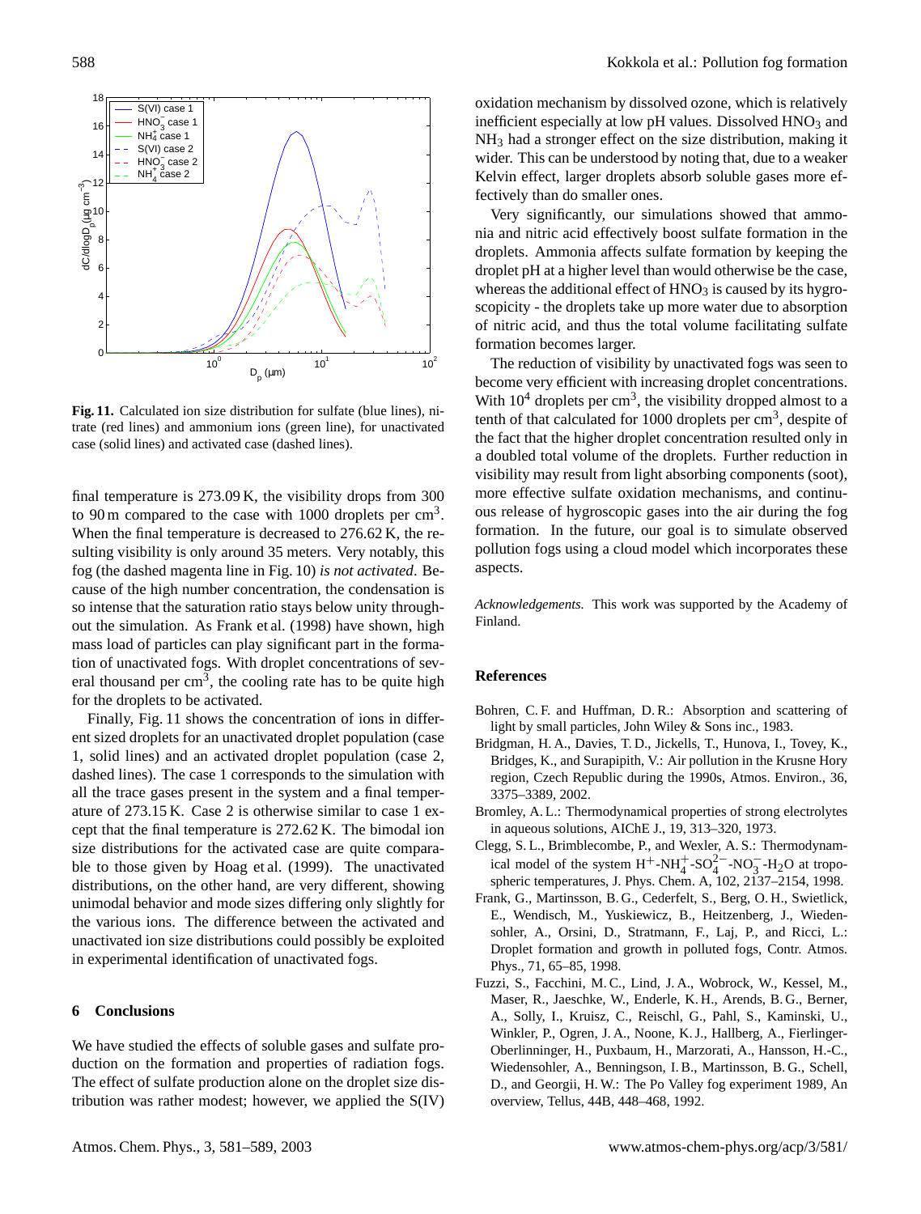18
16
14
12
10
8
6
4
2
0

$10^0$ $10^1$ $10^2$

$D_p$ (μm)

dC/dlogD$_p$ (μg cm$^{-3}$)

S(VI) case 1
$HNO_3^-$ case 1
$NH_4^+$ case 1
S(VI) case 2
$HNO_3^-$ case 2
$NH_4^+$ case 2

**Fig. 11.** Calculated ion size distribution for sulfate (blue lines), nitrate (red lines) and ammonium ions (green line), for unactivated case (solid lines) and activated case (dashed lines).

final temperature is 273.09 K, the visibility drops from 300 to 90 m compared to the case with 1000 droplets per $cm^3$. When the final temperature is decreased to 276.62 K, the resulting visibility is only around 35 meters. Very notably, this fog (the dashed magenta line in Fig. 10) *is not activated*. Because of the high number concentration, the condensation is so intense that the saturation ratio stays below unity throughout the simulation. As Frank et al. (1998) have shown, high mass load of particles can play significant part in the formation of unactivated fogs. With droplet concentrations of several thousand per $cm^3$, the cooling rate has to be quite high for the droplets to be activated.

Finally, Fig. 11 shows the concentration of ions in different sized droplets for an unactivated droplet population (case 1, solid lines) and an activated droplet population (case 2, dashed lines). The case 1 corresponds to the simulation with all the trace gases present in the system and a final temperature of 273.15 K. Case 2 is otherwise similar to case 1 except that the final temperature is 272.62 K. The bimodal ion size distributions for the activated case are quite comparable to those given by Hoag et al. (1999). The unactivated distributions, on the other hand, are very different, showing unimodal behavior and mode sizes differing only slightly for the various ions. The difference between the activated and unactivated ion size distributions could possibly be exploited in experimental identification of unactivated fogs.

## 6 Conclusions

We have studied the effects of soluble gases and sulfate production on the formation and properties of radiation fogs. The effect of sulfate production alone on the droplet size distribution was rather modest; however, we applied the S(IV) oxidation mechanism by dissolved ozone, which is relatively inefficient especially at low pH values. Dissolved $HNO_3$ and $NH_3$ had a stronger effect on the size distribution, making it wider. This can be understood by noting that, due to a weaker Kelvin effect, larger droplets absorb soluble gases more effectively than do smaller ones.

Very significantly, our simulations showed that ammonia and nitric acid effectively boost sulfate formation in the droplets. Ammonia affects sulfate formation by keeping the droplet pH at a higher level than would otherwise be the case, whereas the additional effect of $HNO_3$ is caused by its hygroscopicity - the droplets take up more water due to absorption of nitric acid, and thus the total volume facilitating sulfate formation becomes larger.

The reduction of visibility by unactivated fogs was seen to become very efficient with increasing droplet concentrations. With $10^4$ droplets per $cm^3$, the visibility dropped almost to a tenth of that calculated for 1000 droplets per $cm^3$, despite of the fact that the higher droplet concentration resulted only in a doubled total volume of the droplets. Further reduction in visibility may result from light absorbing components (soot), more effective sulfate oxidation mechanisms, and continuous release of hygroscopic gases into the air during the fog formation. In the future, our goal is to simulate observed pollution fogs using a cloud model which incorporates these aspects.

*Acknowledgements.* This work was supported by the Academy of Finland.

## References

Bohren, C. F. and Huffman, D. R.: Absorption and scattering of light by small particles, John Wiley & Sons inc., 1983.

Bridgman, H. A., Davies, T. D., Jickells, T., Hunova, I., Tovey, K., Bridges, K., and Surapipith, V.: Air pollution in the Krusne Hory region, Czech Republic during the 1990s, Atmos. Environ., 36, 3375–3389, 2002.

Bromley, A. L.: Thermodynamical properties of strong electrolytes in aqueous solutions, AIChE J., 19, 313–320, 1973.

Clegg, S. L., Brimblecombe, P., and Wexler, A. S.: Thermodynamical model of the system $H^+$-$NH_4^+$-$SO_4^{2-}$-$NO_3^-$-$H_2O$ at tropospheric temperatures, J. Phys. Chem. A, 102, 2137–2154, 1998.

Frank, G., Martinsson, B. G., Cederfelt, S., Berg, O. H., Swietlick, E., Wendisch, M., Yuskiewicz, B., Heitzenberg, J., Wiedensohler, A., Orsini, D., Stratmann, F., Laj, P., and Ricci, L.: Droplet formation and growth in polluted fogs, Contr. Atmos. Phys., 71, 65–85, 1998.

Fuzzi, S., Facchini, M. C., Lind, J. A., Wobrock, W., Kessel, M., Maser, R., Jaeschke, W., Enderle, K. H., Arends, B. G., Berner, A., Solly, I., Kruisz, C., Reischl, G., Pahl, S., Kaminski, U., Winkler, P., Ogren, J. A., Noone, K. J., Hallberg, A., Fierlinger-Oberlinninger, H., Puxbaum, H., Marzorati, A., Hansson, H.-C., Wiedensohler, A., Benningson, I. B., Martinsson, B. G., Schell, D., and Georgii, H. W.: The Po Valley fog experiment 1989, An overview, Tellus, 44B, 448–468, 1992.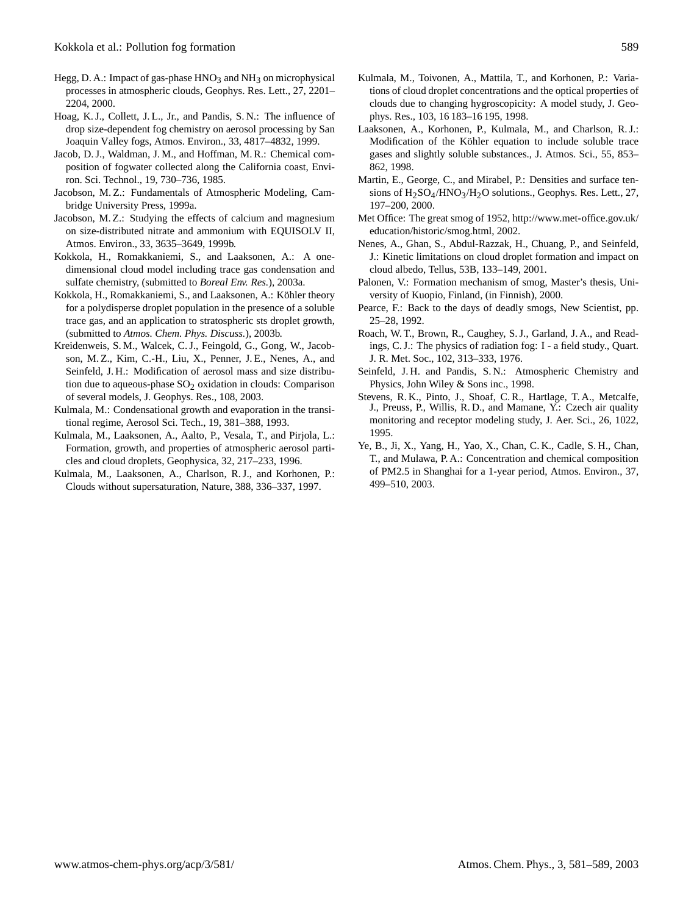Hegg, D. A.: Impact of gas-phase $HNO_3$ and $NH_3$ on microphysical processes in atmospheric clouds, Geophys. Res. Lett., 27, 2201–2204, 2000.

Hoag, K. J., Collett, J. L., Jr., and Pandis, S. N.: The influence of drop size-dependent fog chemistry on aerosol processing by San Joaquin Valley fogs, Atmos. Environ., 33, 4817–4832, 1999.

Jacob, D. J., Waldman, J. M., and Hoffman, M. R.: Chemical composition of fogwater collected along the California coast, Environ. Sci. Technol., 19, 730–736, 1985.

Jacobson, M. Z.: Fundamentals of Atmospheric Modeling, Cambridge University Press, 1999a.

Jacobson, M. Z.: Studying the effects of calcium and magnesium on size-distributed nitrate and ammonium with EQUISOLV II, Atmos. Environ., 33, 3635–3649, 1999b.

Kokkola, H., Romakkaniemi, S., and Laaksonen, A.: A one-dimensional cloud model including trace gas condensation and sulfate chemistry, (submitted to *Boreal Env. Res.*), 2003a.

Kokkola, H., Romakkaniemi, S., and Laaksonen, A.: Köhler theory for a polydisperse droplet population in the presence of a soluble trace gas, and an application to stratospheric sts droplet growth, (submitted to *Atmos. Chem. Phys. Discuss.*), 2003b.

Kreidenweis, S. M., Walcek, C. J., Feingold, G., Gong, W., Jacobson, M. Z., Kim, C.-H., Liu, X., Penner, J. E., Nenes, A., and Seinfeld, J. H.: Modification of aerosol mass and size distribution due to aqueous-phase $SO_2$ oxidation in clouds: Comparison of several models, J. Geophys. Res., 108, 2003.

Kulmala, M.: Condensational growth and evaporation in the transitional regime, Aerosol Sci. Tech., 19, 381–388, 1993.

Kulmala, M., Laaksonen, A., Aalto, P., Vesala, T., and Pirjola, L.: Formation, growth, and properties of atmospheric aerosol particles and cloud droplets, Geophysica, 32, 217–233, 1996.

Kulmala, M., Laaksonen, A., Charlson, R. J., and Korhonen, P.: Clouds without supersaturation, Nature, 388, 336–337, 1997.

Kulmala, M., Toivonen, A., Mattila, T., and Korhonen, P.: Variations of cloud droplet concentrations and the optical properties of clouds due to changing hygroscopicity: A model study, J. Geophys. Res., 103, 16 183–16 195, 1998.

Laaksonen, A., Korhonen, P., Kulmala, M., and Charlson, R. J.: Modification of the Köhler equation to include soluble trace gases and slightly soluble substances., J. Atmos. Sci., 55, 853–862, 1998.

Martin, E., George, C., and Mirabel, P.: Densities and surface tensions of $H_2SO_4/HNO_3/H_2O$ solutions., Geophys. Res. Lett., 27, 197–200, 2000.

Met Office: The great smog of 1952, http://www.met-office.gov.uk/education/historic/smog.html, 2002.

Nenes, A., Ghan, S., Abdul-Razzak, H., Chuang, P., and Seinfeld, J.: Kinetic limitations on cloud droplet formation and impact on cloud albedo, Tellus, 53B, 133–149, 2001.

Palonen, V.: Formation mechanism of smog, Master's thesis, University of Kuopio, Finland, (in Finnish), 2000.

Pearce, F.: Back to the days of deadly smogs, New Scientist, pp. 25–28, 1992.

Roach, W. T., Brown, R., Caughey, S. J., Garland, J. A., and Readings, C. J.: The physics of radiation fog: I - a field study., Quart. J. R. Met. Soc., 102, 313–333, 1976.

Seinfeld, J. H. and Pandis, S. N.: Atmospheric Chemistry and Physics, John Wiley & Sons inc., 1998.

Stevens, R. K., Pinto, J., Shoaf, C. R., Hartlage, T. A., Metcalfe, J., Preuss, P., Willis, R. D., and Mamane, Y.: Czech air quality monitoring and receptor modeling study, J. Aer. Sci., 26, 1022, 1995.

Ye, B., Ji, X., Yang, H., Yao, X., Chan, C. K., Cadle, S. H., Chan, T., and Mulawa, P. A.: Concentration and chemical composition of PM2.5 in Shanghai for a 1-year period, Atmos. Environ., 37, 499–510, 2003.